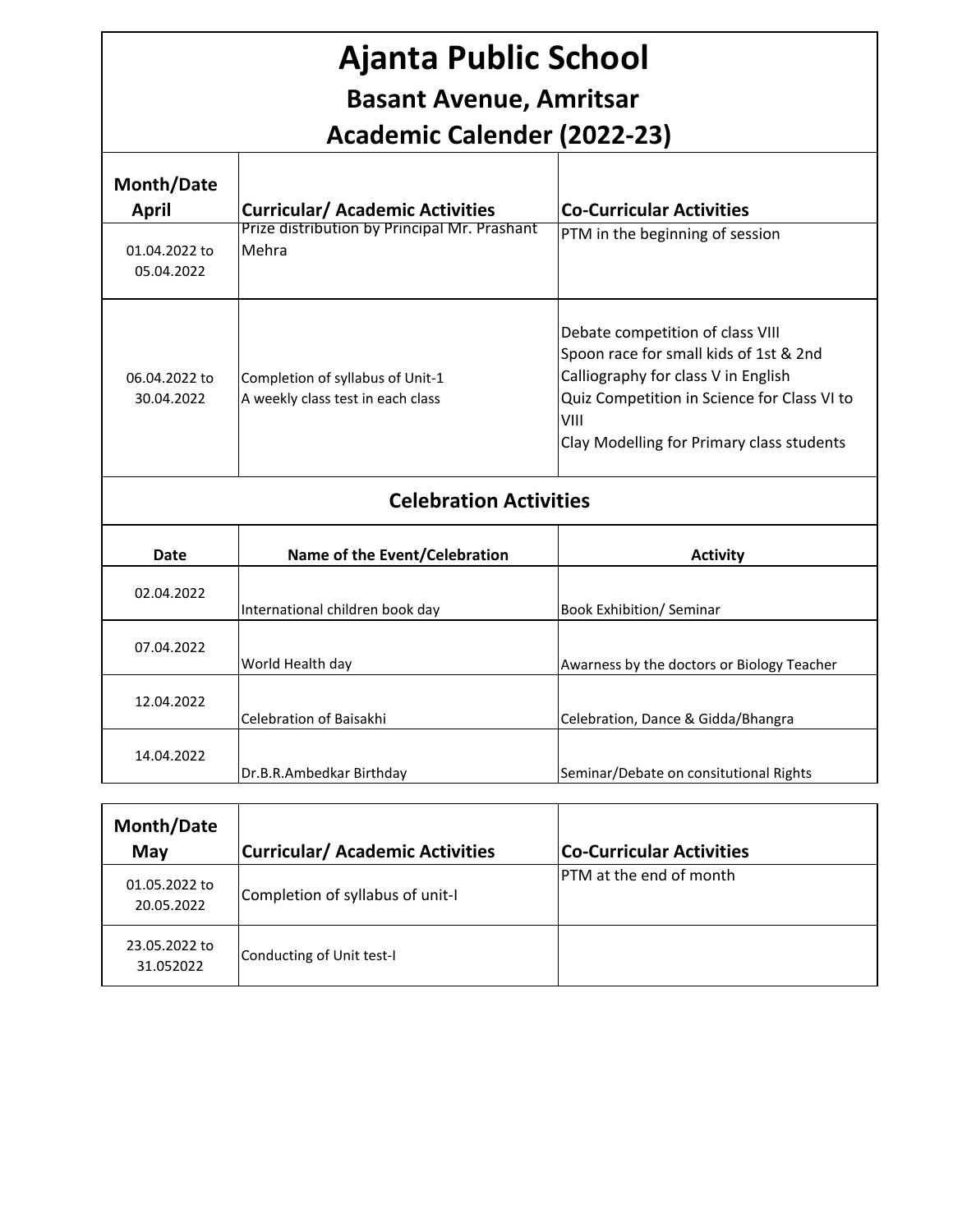# Ajanta Public School

## Basant Avenue, Amritsar

## Academic Calender (2022-23)

| Month/Date April | Curricular/ Academic Activities | Co-Curricular Activities |
|---|---|---|
| 01.04.2022 to 05.04.2022 | Prize distribution by Principal Mr. Prashant Mehra | PTM in the beginning of session |
| 06.04.2022 to 30.04.2022 | Completion of syllabus of Unit-1<br>A weekly class test in each class | Debate competition of class VIII<br>Spoon race for small kids of 1st & 2nd<br>Calliography for class V in English<br>Quiz Competition in Science for Class VI to VIII<br>Clay Modelling for Primary class students |

### Celebration Activities

| Date | Name of the Event/Celebration | Activity |
|---|---|---|
| 02.04.2022 | International children book day | Book Exhibition/ Seminar |
| 07.04.2022 | World Health day | Awarness by the doctors or Biology Teacher |
| 12.04.2022 | Celebration of Baisakhi | Celebration, Dance & Gidda/Bhangra |
| 14.04.2022 | Dr.B.R.Ambedkar Birthday | Seminar/Debate on consitutional Rights |

| Month/Date May | Curricular/ Academic Activities | Co-Curricular Activities |
|---|---|---|
| 01.05.2022 to 20.05.2022 | Completion of syllabus of unit-I | PTM at the end of month |
| 23.05.2022 to 31.052022 | Conducting of Unit test-I | |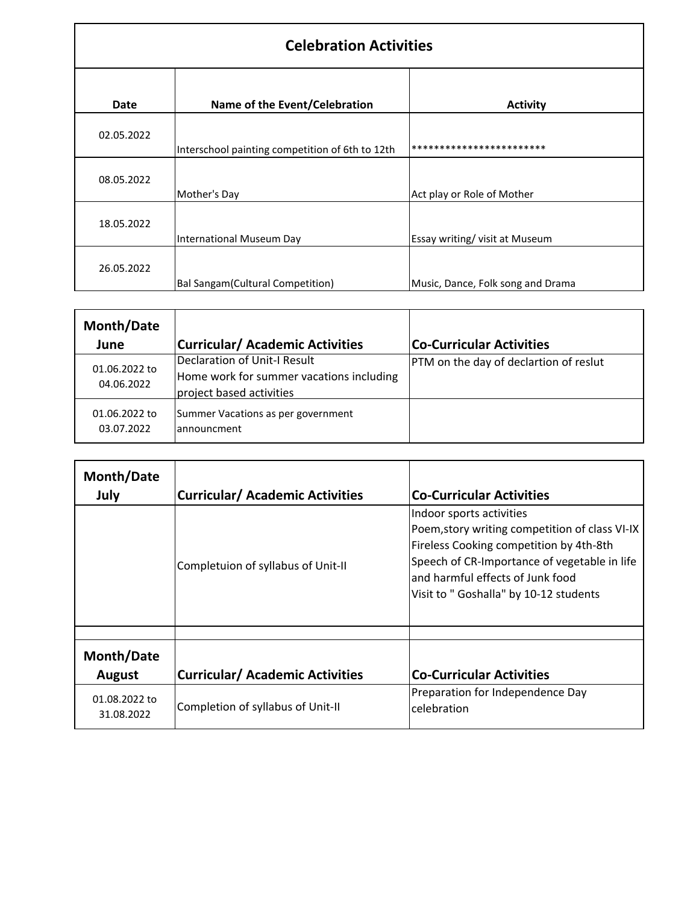## Celebration Activities

| Date | Name of the Event/Celebration | Activity |
|---|---|---|
| 02.05.2022 | Interschool painting competition of 6th to 12th | ************************ |
| 08.05.2022 | Mother's Day | Act play or Role of Mother |
| 18.05.2022 | International Museum Day | Essay writing/ visit at Museum |
| 26.05.2022 | Bal Sangam(Cultural Competition) | Music, Dance, Folk song and Drama |

| Month/Date June | Curricular/ Academic Activities | Co-Curricular Activities |
|---|---|---|
| 01.06.2022 to 04.06.2022 | Declaration of Unit-I Result<br>Home work for summer vacations including project based activities | PTM on the day of declartion of reslut |
| 01.06.2022 to 03.07.2022 | Summer Vacations as per government announcment | |

| Month/Date July | Curricular/ Academic Activities | Co-Curricular Activities |
|---|---|---|
| | Completuion of syllabus of Unit-II | Indoor sports activities<br>Poem,story writing competition of class VI-IX<br>Fireless Cooking competition by 4th-8th<br>Speech of CR-Importance of vegetable in life and harmful effects of Junk food<br>Visit to " Goshalla" by 10-12 students |
| | | |
| **Month/Date August** | **Curricular/ Academic Activities** | **Co-Curricular Activities** |
| 01.08.2022 to 31.08.2022 | Completion of syllabus of Unit-II | Preparation for Independence Day celebration |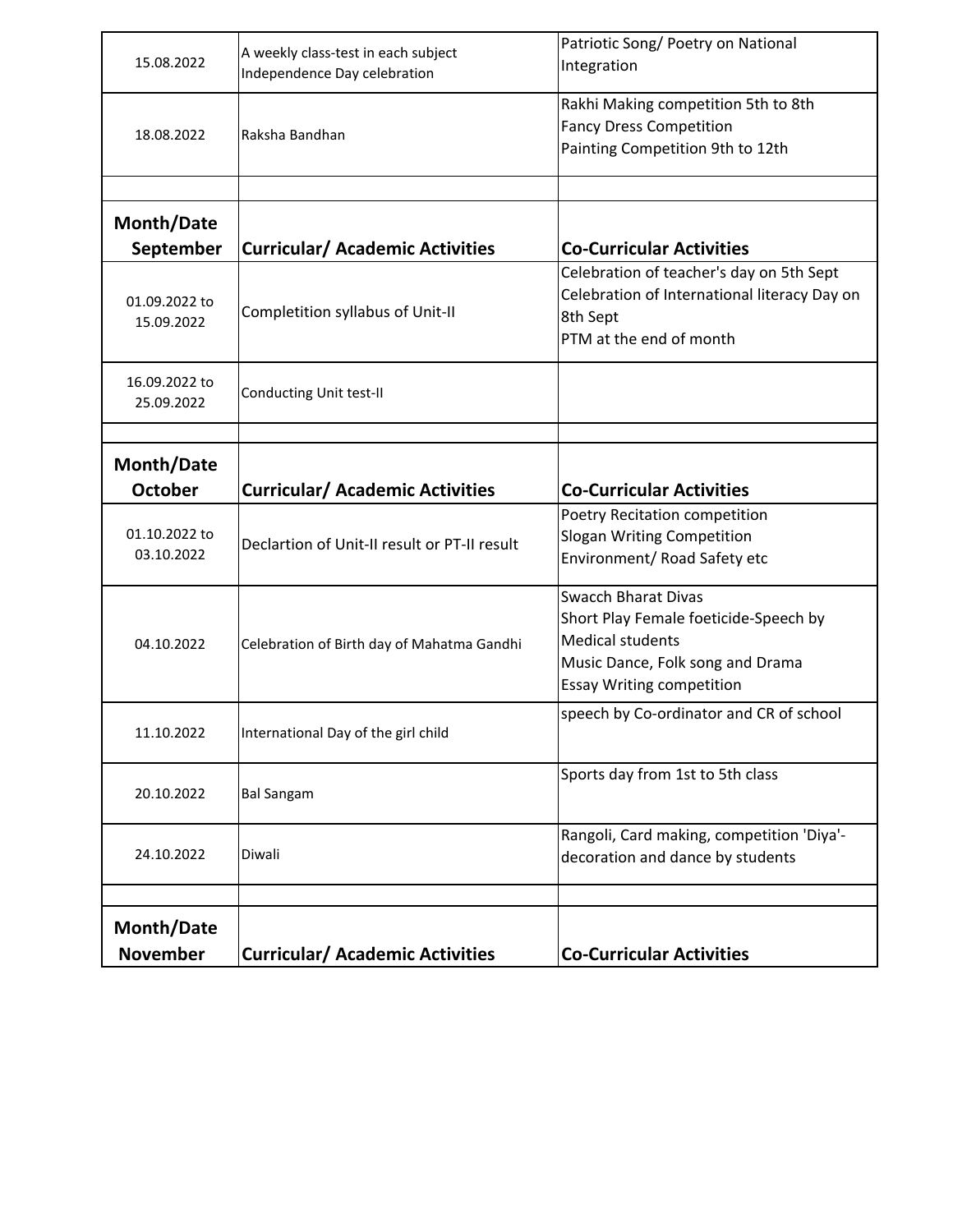| 15.08.2022 | A weekly class-test in each subject<br>Independence Day celebration | Patriotic Song/ Poetry on National Integration |
|---|---|---|
| 18.08.2022 | Raksha Bandhan | Rakhi Making competition 5th to 8th<br>Fancy Dress Competition<br>Painting Competition 9th to 12th |
| | | |
| **Month/Date September** | **Curricular/ Academic Activities** | **Co-Curricular Activities** |
| 01.09.2022 to 15.09.2022 | Completition syllabus of Unit-II | Celebration of teacher's day on 5th Sept<br>Celebration of International literacy Day on 8th Sept<br>PTM at the end of month |
| 16.09.2022 to 25.09.2022 | Conducting Unit test-II | |
| | | |
| **Month/Date October** | **Curricular/ Academic Activities** | **Co-Curricular Activities** |
| 01.10.2022 to 03.10.2022 | Declartion of Unit-II result or PT-II result | Poetry Recitation competition<br>Slogan Writing Competition<br>Environment/ Road Safety etc |
| 04.10.2022 | Celebration of Birth day of Mahatma Gandhi | Swacch Bharat Divas<br>Short Play Female foeticide-Speech by Medical students<br>Music Dance, Folk song and Drama<br>Essay Writing competition |
| 11.10.2022 | International Day of the girl child | speech by Co-ordinator and CR of school |
| 20.10.2022 | Bal Sangam | Sports day from 1st to 5th class |
| 24.10.2022 | Diwali | Rangoli, Card making, competition 'Diya'-decoration and dance by students |
| | | |
| **Month/Date November** | **Curricular/ Academic Activities** | **Co-Curricular Activities** |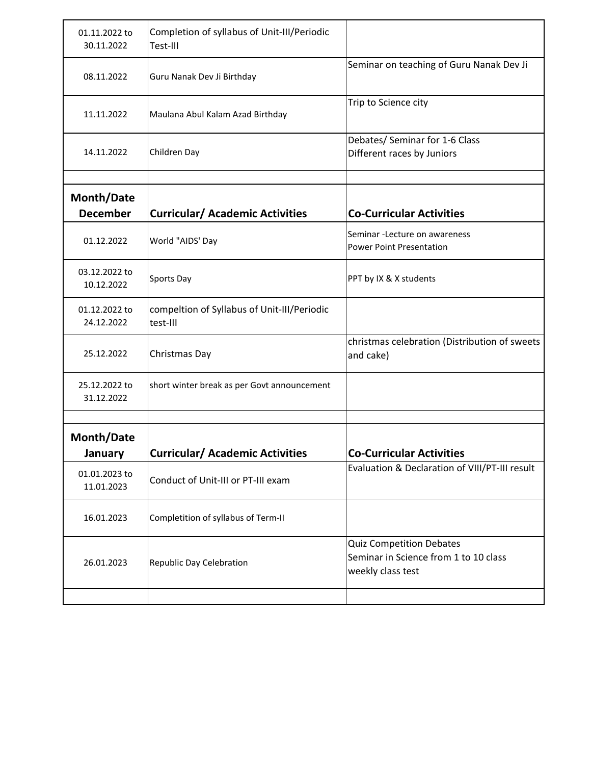| | | |
|---|---|---|
| 01.11.2022 to 30.11.2022 | Completion of syllabus of Unit-III/Periodic Test-III | |
| 08.11.2022 | Guru Nanak Dev Ji Birthday | Seminar on teaching of Guru Nanak Dev Ji |
| 11.11.2022 | Maulana Abul Kalam Azad Birthday | Trip to Science city |
| 14.11.2022 | Children Day | Debates/ Seminar for 1-6 Class<br>Different races by Juniors |
| | | |
| **Month/Date December** | **Curricular/ Academic Activities** | **Co-Curricular Activities** |
| 01.12.2022 | World "AIDS' Day | Seminar -Lecture on awareness<br>Power Point Presentation |
| 03.12.2022 to 10.12.2022 | Sports Day | PPT by IX & X students |
| 01.12.2022 to 24.12.2022 | compeltion of Syllabus of Unit-III/Periodic test-III | |
| 25.12.2022 | Christmas Day | christmas celebration (Distribution of sweets and cake) |
| 25.12.2022 to 31.12.2022 | short winter break as per Govt announcement | |
| | | |
| **Month/Date January** | **Curricular/ Academic Activities** | **Co-Curricular Activities** |
| 01.01.2023 to 11.01.2023 | Conduct of Unit-III or PT-III exam | Evaluation & Declaration of VIII/PT-III result |
| 16.01.2023 | Completition of syllabus of Term-II | |
| 26.01.2023 | Republic Day Celebration | Quiz Competition Debates<br>Seminar in Science from 1 to 10 class<br>weekly class test |
| | | |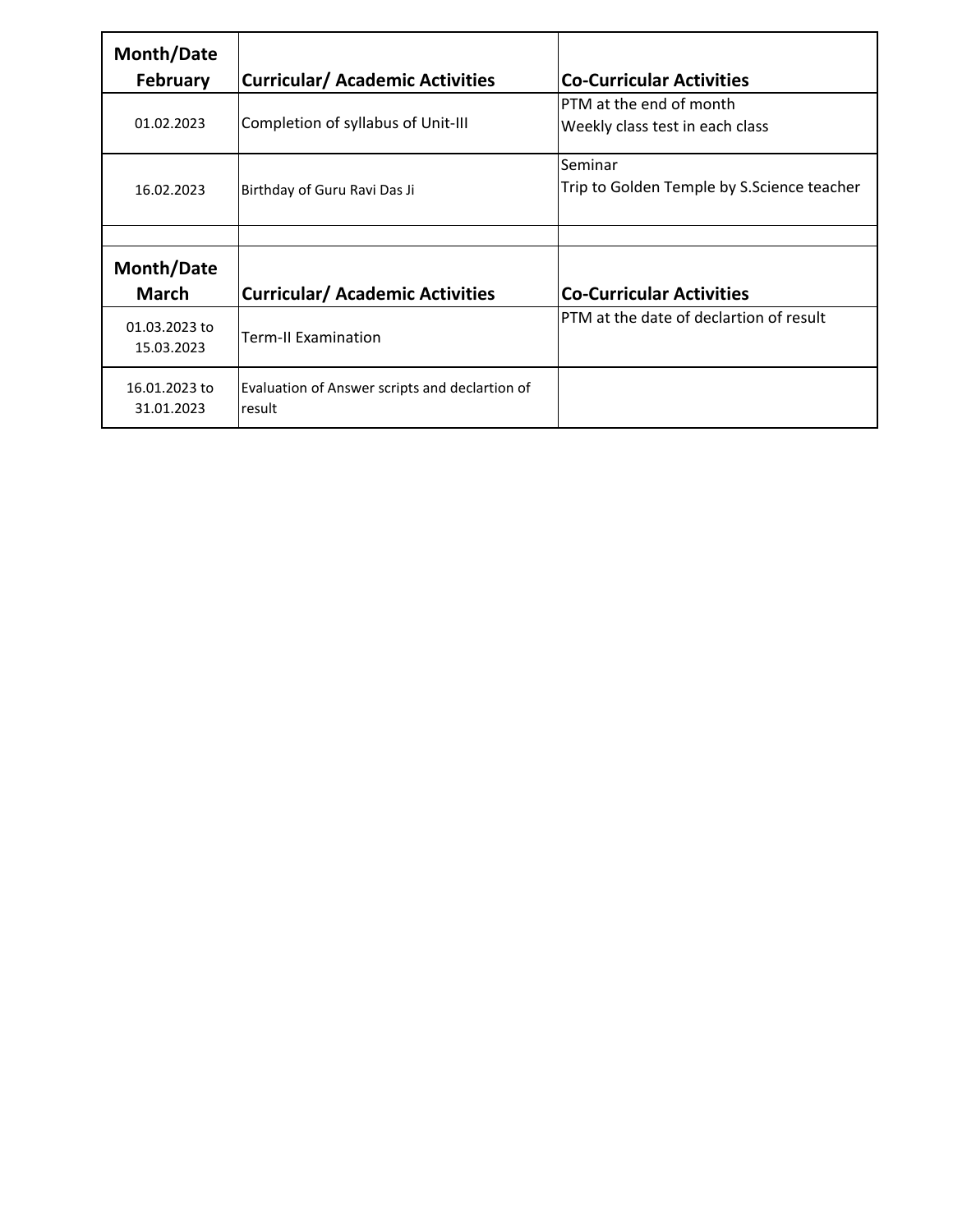| Month/Date February | Curricular/ Academic Activities | Co-Curricular Activities |
|---|---|---|
| 01.02.2023 | Completion of syllabus of Unit-III | PTM at the end of month<br>Weekly class test in each class |
| 16.02.2023 | Birthday of Guru Ravi Das Ji | Seminar<br>Trip to Golden Temple by S.Science teacher |
| | | |
| **Month/Date March** | **Curricular/ Academic Activities** | **Co-Curricular Activities** |
| 01.03.2023 to 15.03.2023 | Term-II Examination | PTM at the date of declartion of result |
| 16.01.2023 to 31.01.2023 | Evaluation of Answer scripts and declartion of result | |